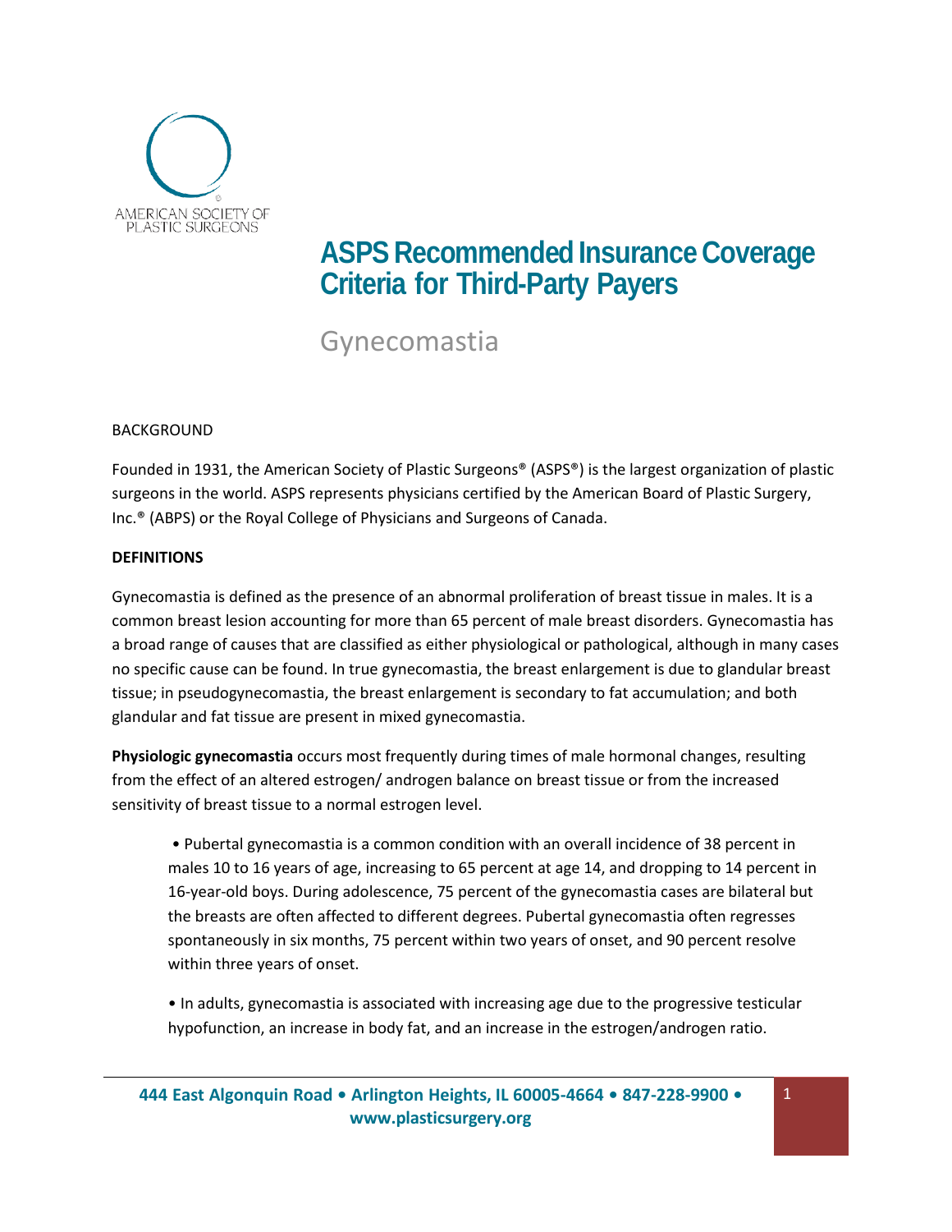AMERICAN SOCIETY OF PLASTIC SURGEONS

# ASPS Recommended Insurance Coverage Criteria for Third-Party Payers

## Gynecomastia

BACKGROUND

Founded in 1931, the American Society of Plastic Surgeons® (ASPS®) is the largest organization of plastic surgeons in the world. ASPS represents physicians certified by the American Board of Plastic Surgery, Inc.® (ABPS) or the Royal College of Physicians and Surgeons of Canada.

**DEFINITIONS**

Gynecomastia is defined as the presence of an abnormal proliferation of breast tissue in males. It is a common breast lesion accounting for more than 65 percent of male breast disorders. Gynecomastia has a broad range of causes that are classified as either physiological or pathological, although in many cases no specific cause can be found. In true gynecomastia, the breast enlargement is due to glandular breast tissue; in pseudogynecomastia, the breast enlargement is secondary to fat accumulation; and both glandular and fat tissue are present in mixed gynecomastia.

**Physiologic gynecomastia** occurs most frequently during times of male hormonal changes, resulting from the effect of an altered estrogen/ androgen balance on breast tissue or from the increased sensitivity of breast tissue to a normal estrogen level.

- Pubertal gynecomastia is a common condition with an overall incidence of 38 percent in males 10 to 16 years of age, increasing to 65 percent at age 14, and dropping to 14 percent in 16-year-old boys. During adolescence, 75 percent of the gynecomastia cases are bilateral but the breasts are often affected to different degrees. Pubertal gynecomastia often regresses spontaneously in six months, 75 percent within two years of onset, and 90 percent resolve within three years of onset.
- In adults, gynecomastia is associated with increasing age due to the progressive testicular hypofunction, an increase in body fat, and an increase in the estrogen/androgen ratio.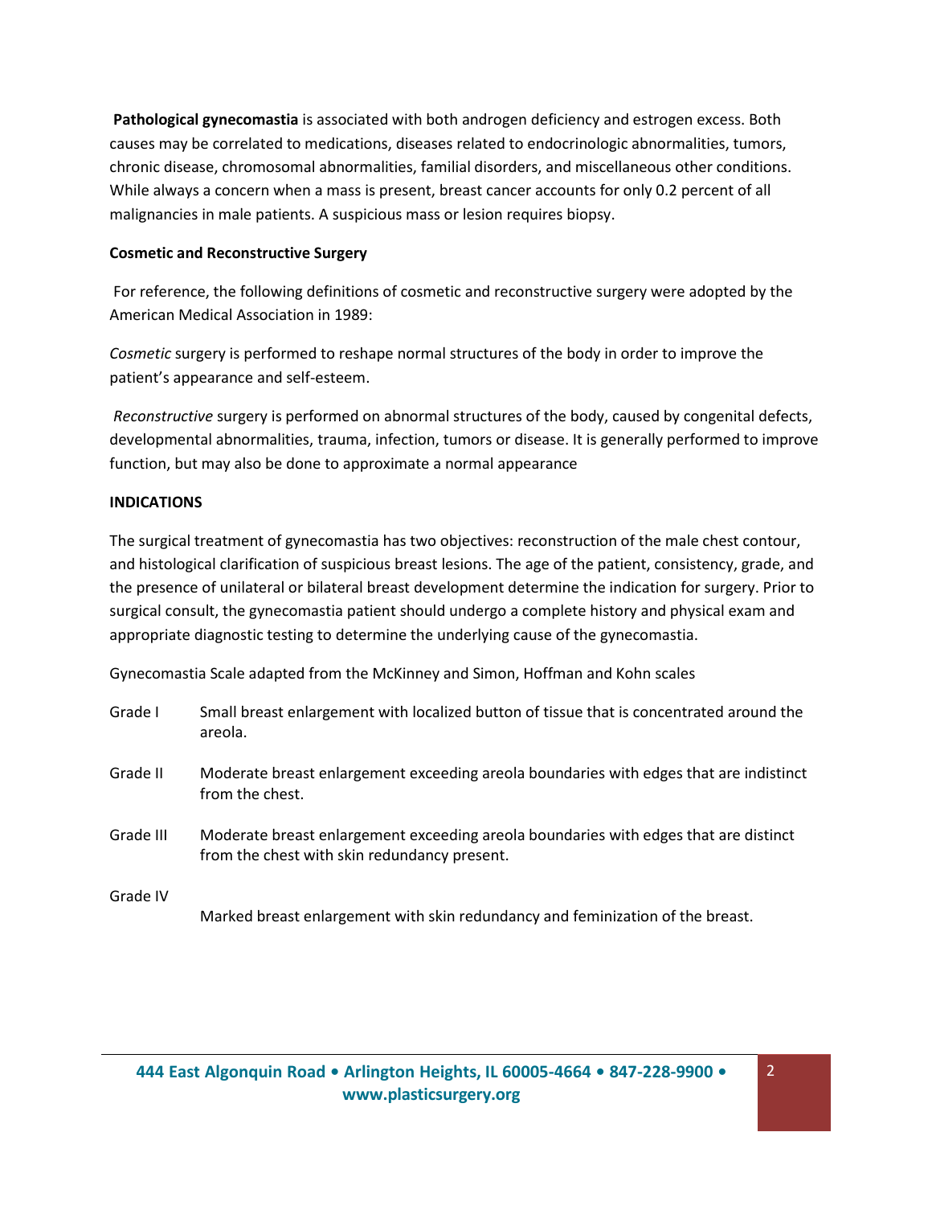**Pathological gynecomastia** is associated with both androgen deficiency and estrogen excess. Both causes may be correlated to medications, diseases related to endocrinologic abnormalities, tumors, chronic disease, chromosomal abnormalities, familial disorders, and miscellaneous other conditions. While always a concern when a mass is present, breast cancer accounts for only 0.2 percent of all malignancies in male patients. A suspicious mass or lesion requires biopsy.

**Cosmetic and Reconstructive Surgery**

For reference, the following definitions of cosmetic and reconstructive surgery were adopted by the American Medical Association in 1989:

*Cosmetic* surgery is performed to reshape normal structures of the body in order to improve the patient's appearance and self-esteem.

*Reconstructive* surgery is performed on abnormal structures of the body, caused by congenital defects, developmental abnormalities, trauma, infection, tumors or disease. It is generally performed to improve function, but may also be done to approximate a normal appearance

**INDICATIONS**

The surgical treatment of gynecomastia has two objectives: reconstruction of the male chest contour, and histological clarification of suspicious breast lesions. The age of the patient, consistency, grade, and the presence of unilateral or bilateral breast development determine the indication for surgery. Prior to surgical consult, the gynecomastia patient should undergo a complete history and physical exam and appropriate diagnostic testing to determine the underlying cause of the gynecomastia.

Gynecomastia Scale adapted from the McKinney and Simon, Hoffman and Kohn scales

| Grade | Description |
|---|---|
| Grade I | Small breast enlargement with localized button of tissue that is concentrated around the areola. |
| Grade II | Moderate breast enlargement exceeding areola boundaries with edges that are indistinct from the chest. |
| Grade III | Moderate breast enlargement exceeding areola boundaries with edges that are distinct from the chest with skin redundancy present. |
| Grade IV | Marked breast enlargement with skin redundancy and feminization of the breast. |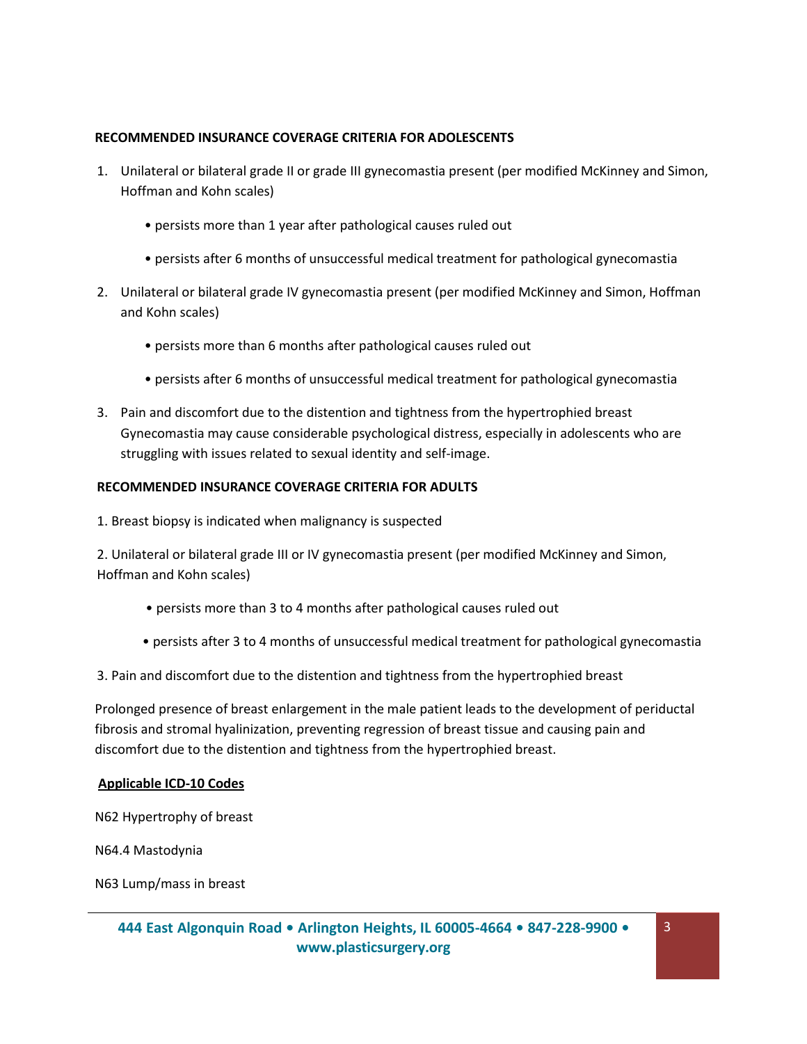**RECOMMENDED INSURANCE COVERAGE CRITERIA FOR ADOLESCENTS**

1. Unilateral or bilateral grade II or grade III gynecomastia present (per modified McKinney and Simon, Hoffman and Kohn scales)
    - persists more than 1 year after pathological causes ruled out
    - persists after 6 months of unsuccessful medical treatment for pathological gynecomastia
2. Unilateral or bilateral grade IV gynecomastia present (per modified McKinney and Simon, Hoffman and Kohn scales)
    - persists more than 6 months after pathological causes ruled out
    - persists after 6 months of unsuccessful medical treatment for pathological gynecomastia
3. Pain and discomfort due to the distention and tightness from the hypertrophied breast Gynecomastia may cause considerable psychological distress, especially in adolescents who are struggling with issues related to sexual identity and self-image.

**RECOMMENDED INSURANCE COVERAGE CRITERIA FOR ADULTS**

1. Breast biopsy is indicated when malignancy is suspected

2. Unilateral or bilateral grade III or IV gynecomastia present (per modified McKinney and Simon, Hoffman and Kohn scales)

- persists more than 3 to 4 months after pathological causes ruled out
- persists after 3 to 4 months of unsuccessful medical treatment for pathological gynecomastia

3. Pain and discomfort due to the distention and tightness from the hypertrophied breast

Prolonged presence of breast enlargement in the male patient leads to the development of periductal fibrosis and stromal hyalinization, preventing regression of breast tissue and causing pain and discomfort due to the distention and tightness from the hypertrophied breast.

**Applicable ICD-10 Codes**

N62 Hypertrophy of breast

N64.4 Mastodynia

N63 Lump/mass in breast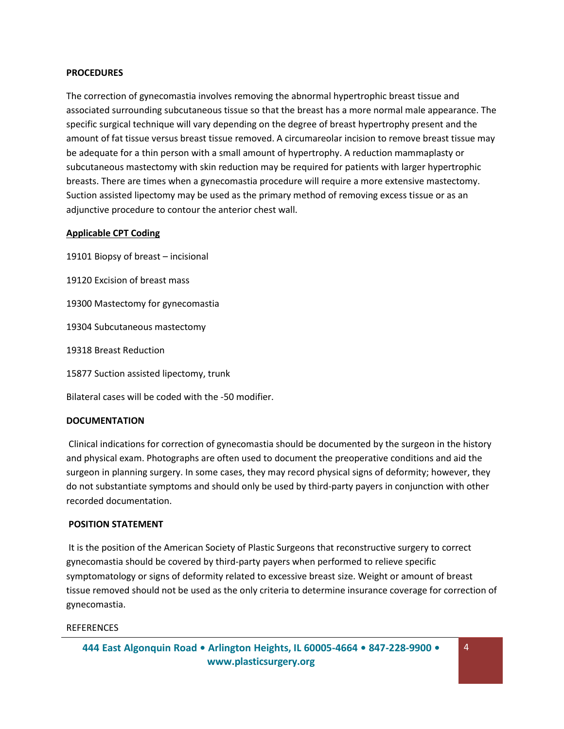## PROCEDURES

The correction of gynecomastia involves removing the abnormal hypertrophic breast tissue and associated surrounding subcutaneous tissue so that the breast has a more normal male appearance. The specific surgical technique will vary depending on the degree of breast hypertrophy present and the amount of fat tissue versus breast tissue removed. A circumareolar incision to remove breast tissue may be adequate for a thin person with a small amount of hypertrophy. A reduction mammaplasty or subcutaneous mastectomy with skin reduction may be required for patients with larger hypertrophic breasts. There are times when a gynecomastia procedure will require a more extensive mastectomy. Suction assisted lipectomy may be used as the primary method of removing excess tissue or as an adjunctive procedure to contour the anterior chest wall.

### Applicable CPT Coding

19101 Biopsy of breast – incisional

19120 Excision of breast mass

19300 Mastectomy for gynecomastia

19304 Subcutaneous mastectomy

19318 Breast Reduction

15877 Suction assisted lipectomy, trunk

Bilateral cases will be coded with the -50 modifier.

## DOCUMENTATION

Clinical indications for correction of gynecomastia should be documented by the surgeon in the history and physical exam. Photographs are often used to document the preoperative conditions and aid the surgeon in planning surgery. In some cases, they may record physical signs of deformity; however, they do not substantiate symptoms and should only be used by third-party payers in conjunction with other recorded documentation.

## POSITION STATEMENT

It is the position of the American Society of Plastic Surgeons that reconstructive surgery to correct gynecomastia should be covered by third-party payers when performed to relieve specific symptomatology or signs of deformity related to excessive breast size. Weight or amount of breast tissue removed should not be used as the only criteria to determine insurance coverage for correction of gynecomastia.

REFERENCES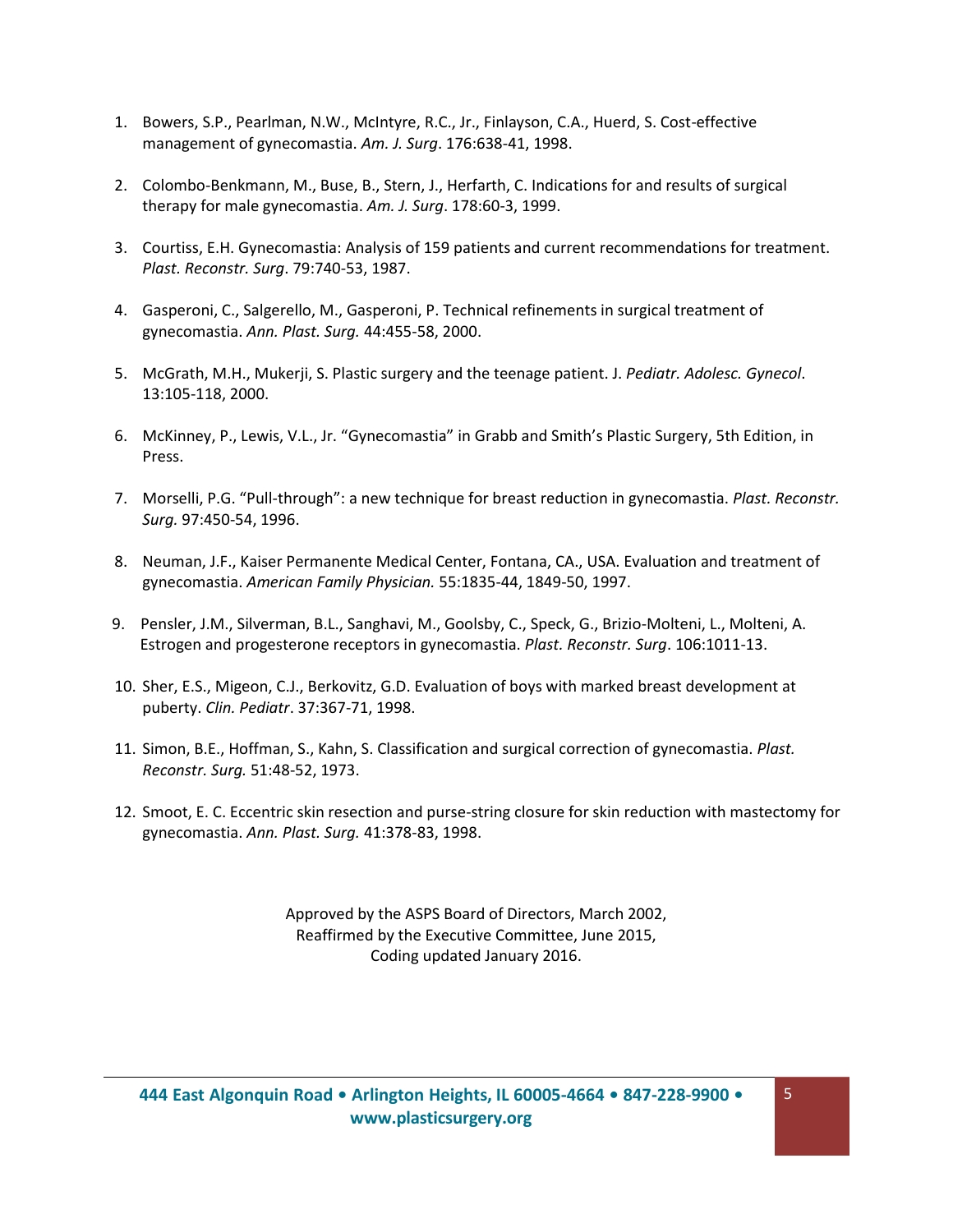1. Bowers, S.P., Pearlman, N.W., McIntyre, R.C., Jr., Finlayson, C.A., Huerd, S. Cost-effective management of gynecomastia. *Am. J. Surg*. 176:638-41, 1998.

2. Colombo-Benkmann, M., Buse, B., Stern, J., Herfarth, C. Indications for and results of surgical therapy for male gynecomastia. *Am. J. Surg*. 178:60-3, 1999.

3. Courtiss, E.H. Gynecomastia: Analysis of 159 patients and current recommendations for treatment. *Plast. Reconstr. Surg*. 79:740-53, 1987.

4. Gasperoni, C., Salgerello, M., Gasperoni, P. Technical refinements in surgical treatment of gynecomastia. *Ann. Plast. Surg.* 44:455-58, 2000.

5. McGrath, M.H., Mukerji, S. Plastic surgery and the teenage patient. J. *Pediatr. Adolesc. Gynecol*. 13:105-118, 2000.

6. McKinney, P., Lewis, V.L., Jr. "Gynecomastia" in Grabb and Smith's Plastic Surgery, 5th Edition, in Press.

7. Morselli, P.G. "Pull-through": a new technique for breast reduction in gynecomastia. *Plast. Reconstr. Surg.* 97:450-54, 1996.

8. Neuman, J.F., Kaiser Permanente Medical Center, Fontana, CA., USA. Evaluation and treatment of gynecomastia. *American Family Physician.* 55:1835-44, 1849-50, 1997.

9. Pensler, J.M., Silverman, B.L., Sanghavi, M., Goolsby, C., Speck, G., Brizio-Molteni, L., Molteni, A. Estrogen and progesterone receptors in gynecomastia. *Plast. Reconstr. Surg*. 106:1011-13.

10. Sher, E.S., Migeon, C.J., Berkovitz, G.D. Evaluation of boys with marked breast development at puberty. *Clin. Pediatr*. 37:367-71, 1998.

11. Simon, B.E., Hoffman, S., Kahn, S. Classification and surgical correction of gynecomastia. *Plast. Reconstr. Surg.* 51:48-52, 1973.

12. Smoot, E. C. Eccentric skin resection and purse-string closure for skin reduction with mastectomy for gynecomastia. *Ann. Plast. Surg.* 41:378-83, 1998.

Approved by the ASPS Board of Directors, March 2002,
Reaffirmed by the Executive Committee, June 2015,
Coding updated January 2016.

**444 East Algonquin Road • Arlington Heights, IL 60005-4664 • 847-228-9900 • www.plasticsurgery.org**